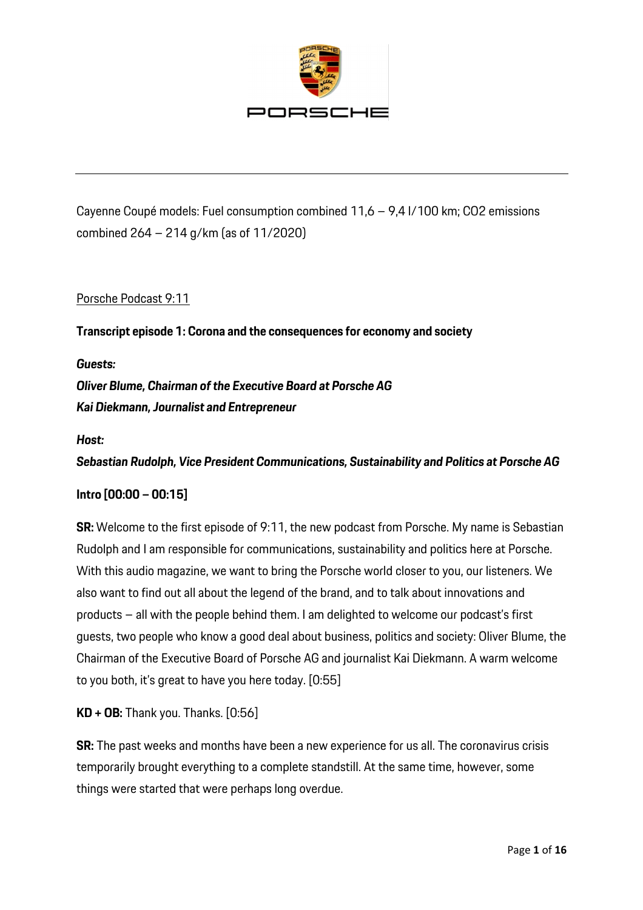Cayenne Coupé models: Fuel consumption combined 11,6 – 9,4 l/100 km; $CO_2$ emissions combined 264 – 214 g/km (as of 11/2020)

Porsche Podcast 9:11

**Transcript episode 1: Corona and the consequences for economy and society**

***Guests:***

***Oliver Blume, Chairman of the Executive Board at Porsche AG***

***Kai Diekmann, Journalist and Entrepreneur***

***Host:***

***Sebastian Rudolph, Vice President Communications, Sustainability and Politics at Porsche AG***

**Intro [00:00 – 00:15]**

**SR:** Welcome to the first episode of 9:11, the new podcast from Porsche. My name is Sebastian Rudolph and I am responsible for communications, sustainability and politics here at Porsche. With this audio magazine, we want to bring the Porsche world closer to you, our listeners. We also want to find out all about the legend of the brand, and to talk about innovations and products – all with the people behind them. I am delighted to welcome our podcast's first guests, two people who know a good deal about business, politics and society: Oliver Blume, the Chairman of the Executive Board of Porsche AG and journalist Kai Diekmann. A warm welcome to you both, it's great to have you here today. [0:55]

**KD + OB:** Thank you. Thanks. [0:56]

**SR:** The past weeks and months have been a new experience for us all. The coronavirus crisis temporarily brought everything to a complete standstill. At the same time, however, some things were started that were perhaps long overdue.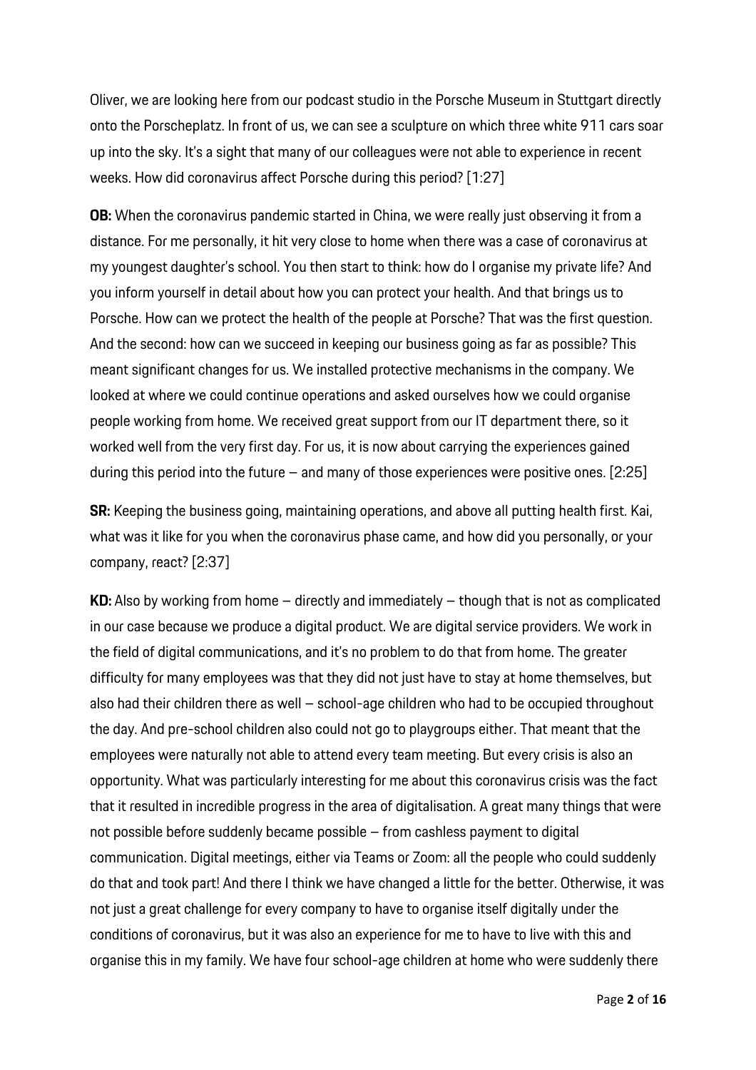Oliver, we are looking here from our podcast studio in the Porsche Museum in Stuttgart directly onto the Porscheplatz. In front of us, we can see a sculpture on which three white 911 cars soar up into the sky. It's a sight that many of our colleagues were not able to experience in recent weeks. How did coronavirus affect Porsche during this period? [1:27]

**OB:** When the coronavirus pandemic started in China, we were really just observing it from a distance. For me personally, it hit very close to home when there was a case of coronavirus at my youngest daughter's school. You then start to think: how do I organise my private life? And you inform yourself in detail about how you can protect your health. And that brings us to Porsche. How can we protect the health of the people at Porsche? That was the first question. And the second: how can we succeed in keeping our business going as far as possible? This meant significant changes for us. We installed protective mechanisms in the company. We looked at where we could continue operations and asked ourselves how we could organise people working from home. We received great support from our IT department there, so it worked well from the very first day. For us, it is now about carrying the experiences gained during this period into the future – and many of those experiences were positive ones. [2:25]

**SR:** Keeping the business going, maintaining operations, and above all putting health first. Kai, what was it like for you when the coronavirus phase came, and how did you personally, or your company, react? [2:37]

**KD:** Also by working from home – directly and immediately – though that is not as complicated in our case because we produce a digital product. We are digital service providers. We work in the field of digital communications, and it's no problem to do that from home. The greater difficulty for many employees was that they did not just have to stay at home themselves, but also had their children there as well – school-age children who had to be occupied throughout the day. And pre-school children also could not go to playgroups either. That meant that the employees were naturally not able to attend every team meeting. But every crisis is also an opportunity. What was particularly interesting for me about this coronavirus crisis was the fact that it resulted in incredible progress in the area of digitalisation. A great many things that were not possible before suddenly became possible – from cashless payment to digital communication. Digital meetings, either via Teams or Zoom: all the people who could suddenly do that and took part! And there I think we have changed a little for the better. Otherwise, it was not just a great challenge for every company to have to organise itself digitally under the conditions of coronavirus, but it was also an experience for me to have to live with this and organise this in my family. We have four school-age children at home who were suddenly there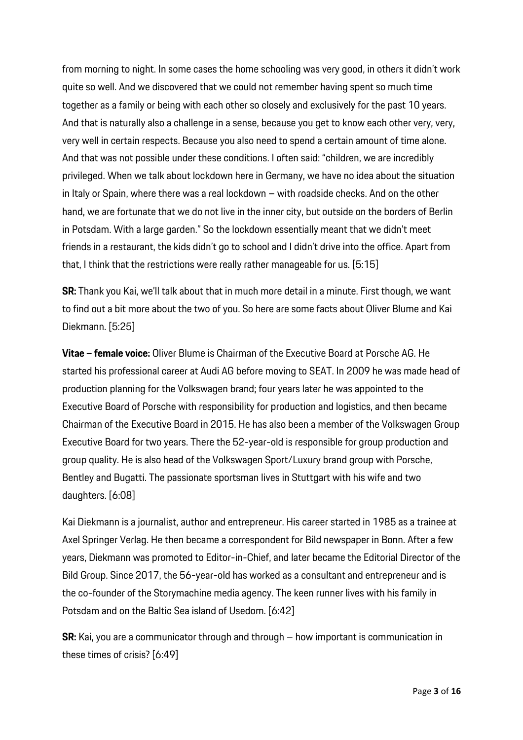from morning to night. In some cases the home schooling was very good, in others it didn't work quite so well. And we discovered that we could not remember having spent so much time together as a family or being with each other so closely and exclusively for the past 10 years. And that is naturally also a challenge in a sense, because you get to know each other very, very, very well in certain respects. Because you also need to spend a certain amount of time alone. And that was not possible under these conditions. I often said: "children, we are incredibly privileged. When we talk about lockdown here in Germany, we have no idea about the situation in Italy or Spain, where there was a real lockdown – with roadside checks. And on the other hand, we are fortunate that we do not live in the inner city, but outside on the borders of Berlin in Potsdam. With a large garden." So the lockdown essentially meant that we didn't meet friends in a restaurant, the kids didn't go to school and I didn't drive into the office. Apart from that, I think that the restrictions were really rather manageable for us. [5:15]

**SR:** Thank you Kai, we'll talk about that in much more detail in a minute. First though, we want to find out a bit more about the two of you. So here are some facts about Oliver Blume and Kai Diekmann. [5:25]

**Vitae – female voice:** Oliver Blume is Chairman of the Executive Board at Porsche AG. He started his professional career at Audi AG before moving to SEAT. In 2009 he was made head of production planning for the Volkswagen brand; four years later he was appointed to the Executive Board of Porsche with responsibility for production and logistics, and then became Chairman of the Executive Board in 2015. He has also been a member of the Volkswagen Group Executive Board for two years. There the 52-year-old is responsible for group production and group quality. He is also head of the Volkswagen Sport/Luxury brand group with Porsche, Bentley and Bugatti. The passionate sportsman lives in Stuttgart with his wife and two daughters. [6:08]

Kai Diekmann is a journalist, author and entrepreneur. His career started in 1985 as a trainee at Axel Springer Verlag. He then became a correspondent for Bild newspaper in Bonn. After a few years, Diekmann was promoted to Editor-in-Chief, and later became the Editorial Director of the Bild Group. Since 2017, the 56-year-old has worked as a consultant and entrepreneur and is the co-founder of the Storymachine media agency. The keen runner lives with his family in Potsdam and on the Baltic Sea island of Usedom. [6:42]

**SR:** Kai, you are a communicator through and through – how important is communication in these times of crisis? [6:49]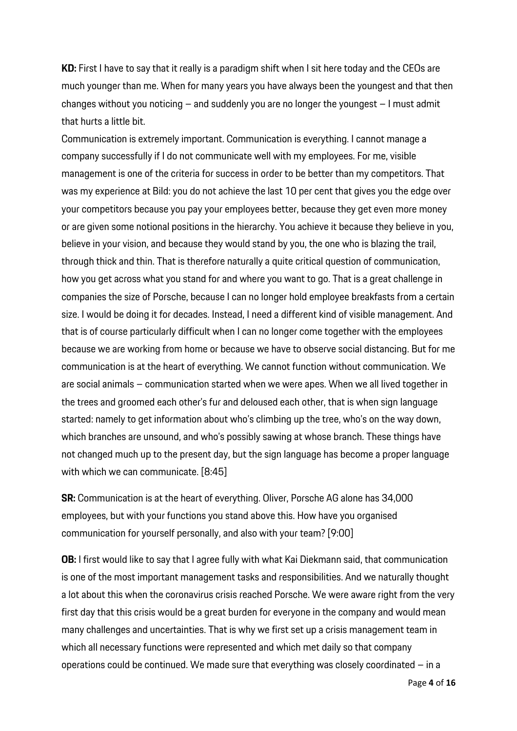**KD:** First I have to say that it really is a paradigm shift when I sit here today and the CEOs are much younger than me. When for many years you have always been the youngest and that then changes without you noticing – and suddenly you are no longer the youngest – I must admit that hurts a little bit.
Communication is extremely important. Communication is everything. I cannot manage a company successfully if I do not communicate well with my employees. For me, visible management is one of the criteria for success in order to be better than my competitors. That was my experience at Bild: you do not achieve the last 10 per cent that gives you the edge over your competitors because you pay your employees better, because they get even more money or are given some notional positions in the hierarchy. You achieve it because they believe in you, believe in your vision, and because they would stand by you, the one who is blazing the trail, through thick and thin. That is therefore naturally a quite critical question of communication, how you get across what you stand for and where you want to go. That is a great challenge in companies the size of Porsche, because I can no longer hold employee breakfasts from a certain size. I would be doing it for decades. Instead, I need a different kind of visible management. And that is of course particularly difficult when I can no longer come together with the employees because we are working from home or because we have to observe social distancing. But for me communication is at the heart of everything. We cannot function without communication. We are social animals – communication started when we were apes. When we all lived together in the trees and groomed each other's fur and deloused each other, that is when sign language started: namely to get information about who's climbing up the tree, who's on the way down, which branches are unsound, and who's possibly sawing at whose branch. These things have not changed much up to the present day, but the sign language has become a proper language with which we can communicate. [8:45]

**SR:** Communication is at the heart of everything. Oliver, Porsche AG alone has 34,000 employees, but with your functions you stand above this. How have you organised communication for yourself personally, and also with your team? [9:00]

**OB:** I first would like to say that I agree fully with what Kai Diekmann said, that communication is one of the most important management tasks and responsibilities. And we naturally thought a lot about this when the coronavirus crisis reached Porsche. We were aware right from the very first day that this crisis would be a great burden for everyone in the company and would mean many challenges and uncertainties. That is why we first set up a crisis management team in which all necessary functions were represented and which met daily so that company operations could be continued. We made sure that everything was closely coordinated – in a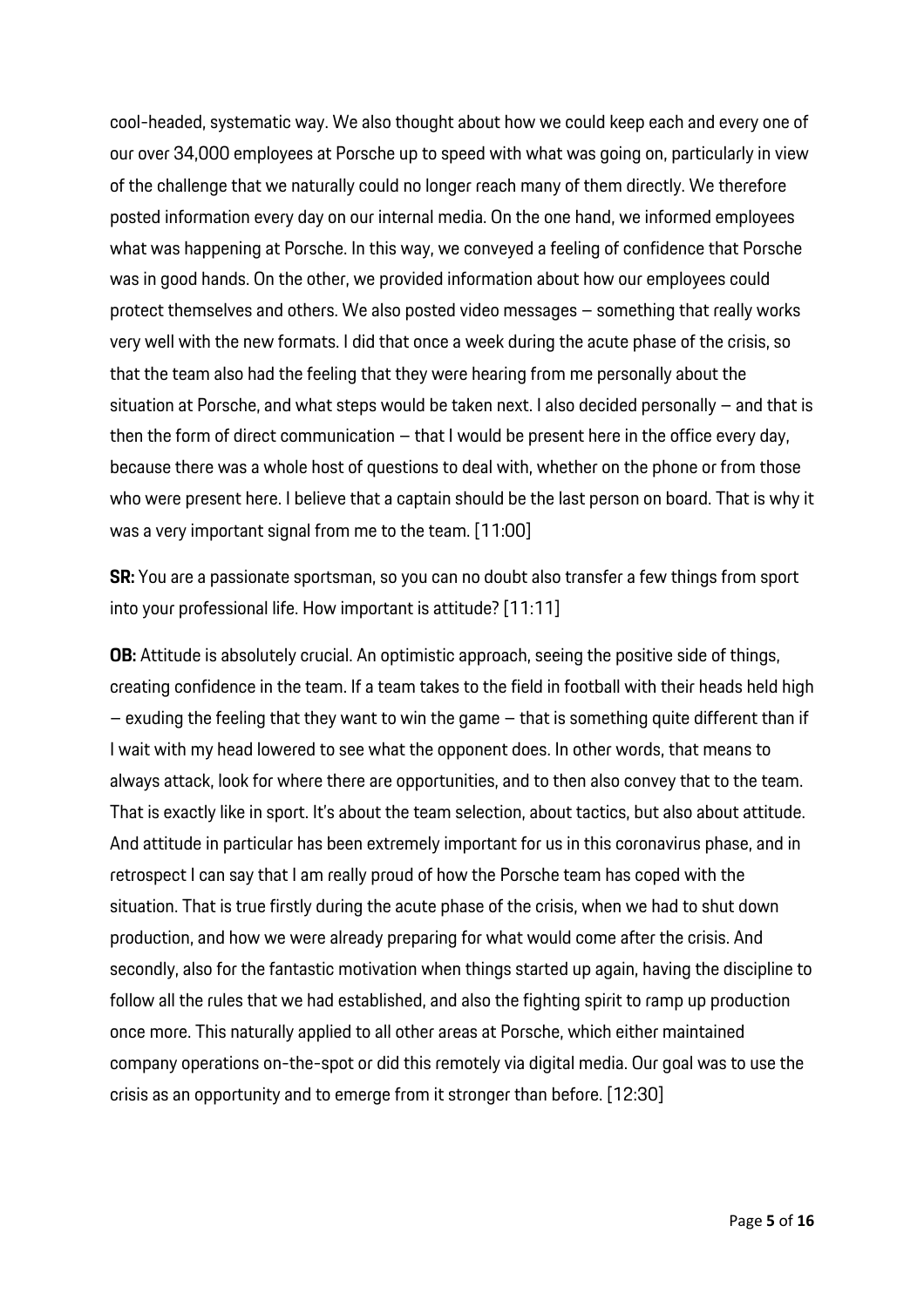cool-headed, systematic way. We also thought about how we could keep each and every one of our over 34,000 employees at Porsche up to speed with what was going on, particularly in view of the challenge that we naturally could no longer reach many of them directly. We therefore posted information every day on our internal media. On the one hand, we informed employees what was happening at Porsche. In this way, we conveyed a feeling of confidence that Porsche was in good hands. On the other, we provided information about how our employees could protect themselves and others. We also posted video messages – something that really works very well with the new formats. I did that once a week during the acute phase of the crisis, so that the team also had the feeling that they were hearing from me personally about the situation at Porsche, and what steps would be taken next. I also decided personally – and that is then the form of direct communication – that I would be present here in the office every day, because there was a whole host of questions to deal with, whether on the phone or from those who were present here. I believe that a captain should be the last person on board. That is why it was a very important signal from me to the team. [11:00]

**SR:** You are a passionate sportsman, so you can no doubt also transfer a few things from sport into your professional life. How important is attitude? [11:11]

**OB:** Attitude is absolutely crucial. An optimistic approach, seeing the positive side of things, creating confidence in the team. If a team takes to the field in football with their heads held high – exuding the feeling that they want to win the game – that is something quite different than if I wait with my head lowered to see what the opponent does. In other words, that means to always attack, look for where there are opportunities, and to then also convey that to the team. That is exactly like in sport. It's about the team selection, about tactics, but also about attitude. And attitude in particular has been extremely important for us in this coronavirus phase, and in retrospect I can say that I am really proud of how the Porsche team has coped with the situation. That is true firstly during the acute phase of the crisis, when we had to shut down production, and how we were already preparing for what would come after the crisis. And secondly, also for the fantastic motivation when things started up again, having the discipline to follow all the rules that we had established, and also the fighting spirit to ramp up production once more. This naturally applied to all other areas at Porsche, which either maintained company operations on-the-spot or did this remotely via digital media. Our goal was to use the crisis as an opportunity and to emerge from it stronger than before. [12:30]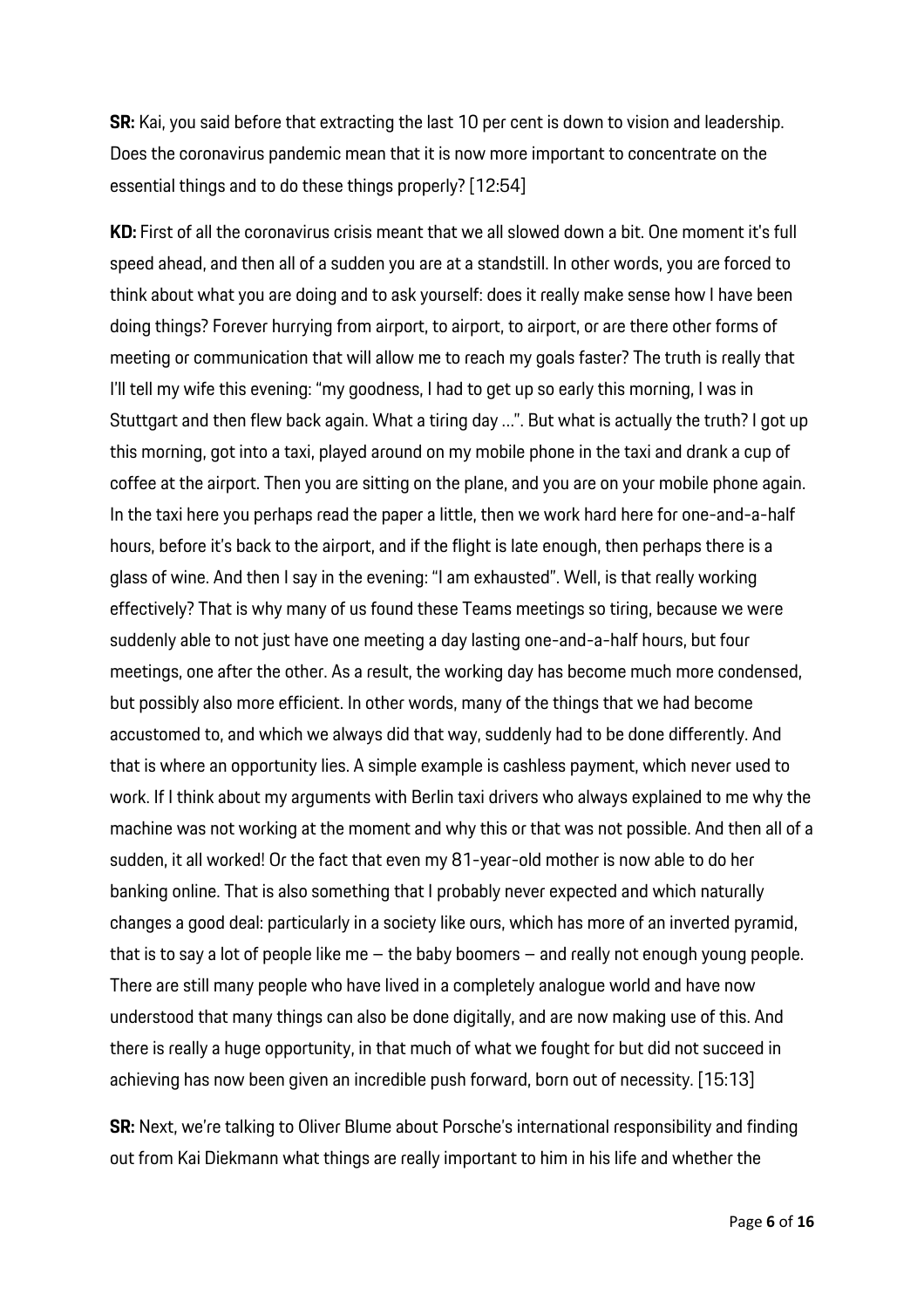**SR:** Kai, you said before that extracting the last 10 per cent is down to vision and leadership. Does the coronavirus pandemic mean that it is now more important to concentrate on the essential things and to do these things properly? [12:54]

**KD:** First of all the coronavirus crisis meant that we all slowed down a bit. One moment it's full speed ahead, and then all of a sudden you are at a standstill. In other words, you are forced to think about what you are doing and to ask yourself: does it really make sense how I have been doing things? Forever hurrying from airport, to airport, to airport, or are there other forms of meeting or communication that will allow me to reach my goals faster? The truth is really that I'll tell my wife this evening: "my goodness, I had to get up so early this morning, I was in Stuttgart and then flew back again. What a tiring day …". But what is actually the truth? I got up this morning, got into a taxi, played around on my mobile phone in the taxi and drank a cup of coffee at the airport. Then you are sitting on the plane, and you are on your mobile phone again. In the taxi here you perhaps read the paper a little, then we work hard here for one-and-a-half hours, before it's back to the airport, and if the flight is late enough, then perhaps there is a glass of wine. And then I say in the evening: "I am exhausted". Well, is that really working effectively? That is why many of us found these Teams meetings so tiring, because we were suddenly able to not just have one meeting a day lasting one-and-a-half hours, but four meetings, one after the other. As a result, the working day has become much more condensed, but possibly also more efficient. In other words, many of the things that we had become accustomed to, and which we always did that way, suddenly had to be done differently. And that is where an opportunity lies. A simple example is cashless payment, which never used to work. If I think about my arguments with Berlin taxi drivers who always explained to me why the machine was not working at the moment and why this or that was not possible. And then all of a sudden, it all worked! Or the fact that even my 81-year-old mother is now able to do her banking online. That is also something that I probably never expected and which naturally changes a good deal: particularly in a society like ours, which has more of an inverted pyramid, that is to say a lot of people like me – the baby boomers – and really not enough young people. There are still many people who have lived in a completely analogue world and have now understood that many things can also be done digitally, and are now making use of this. And there is really a huge opportunity, in that much of what we fought for but did not succeed in achieving has now been given an incredible push forward, born out of necessity. [15:13]

**SR:** Next, we're talking to Oliver Blume about Porsche's international responsibility and finding out from Kai Diekmann what things are really important to him in his life and whether the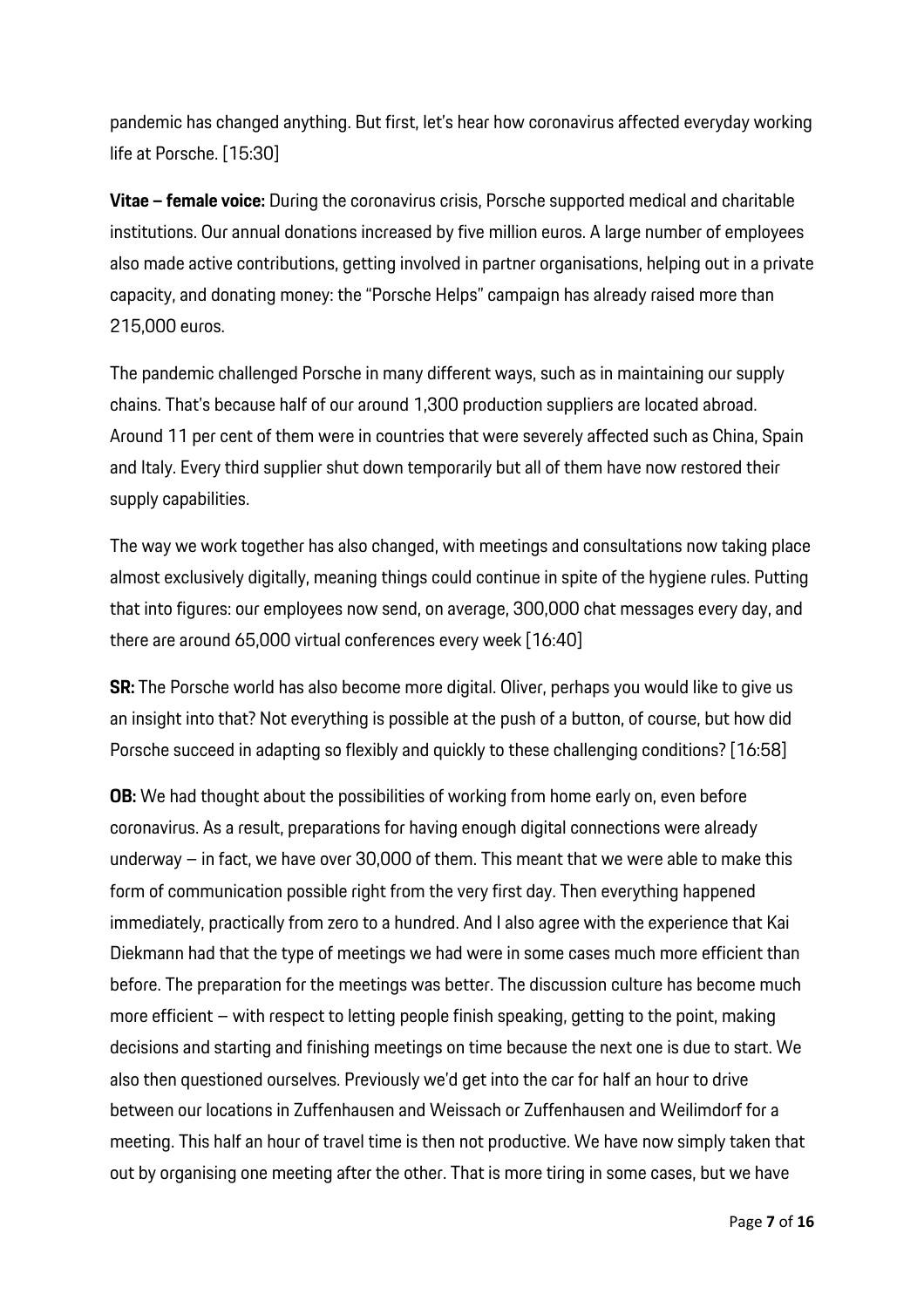pandemic has changed anything. But first, let's hear how coronavirus affected everyday working life at Porsche. [15:30]

**Vitae – female voice:** During the coronavirus crisis, Porsche supported medical and charitable institutions. Our annual donations increased by five million euros. A large number of employees also made active contributions, getting involved in partner organisations, helping out in a private capacity, and donating money: the "Porsche Helps" campaign has already raised more than 215,000 euros.

The pandemic challenged Porsche in many different ways, such as in maintaining our supply chains. That's because half of our around 1,300 production suppliers are located abroad. Around 11 per cent of them were in countries that were severely affected such as China, Spain and Italy. Every third supplier shut down temporarily but all of them have now restored their supply capabilities.

The way we work together has also changed, with meetings and consultations now taking place almost exclusively digitally, meaning things could continue in spite of the hygiene rules. Putting that into figures: our employees now send, on average, 300,000 chat messages every day, and there are around 65,000 virtual conferences every week [16:40]

**SR:** The Porsche world has also become more digital. Oliver, perhaps you would like to give us an insight into that? Not everything is possible at the push of a button, of course, but how did Porsche succeed in adapting so flexibly and quickly to these challenging conditions? [16:58]

**OB:** We had thought about the possibilities of working from home early on, even before coronavirus. As a result, preparations for having enough digital connections were already underway – in fact, we have over 30,000 of them. This meant that we were able to make this form of communication possible right from the very first day. Then everything happened immediately, practically from zero to a hundred. And I also agree with the experience that Kai Diekmann had that the type of meetings we had were in some cases much more efficient than before. The preparation for the meetings was better. The discussion culture has become much more efficient – with respect to letting people finish speaking, getting to the point, making decisions and starting and finishing meetings on time because the next one is due to start. We also then questioned ourselves. Previously we'd get into the car for half an hour to drive between our locations in Zuffenhausen and Weissach or Zuffenhausen and Weilimdorf for a meeting. This half an hour of travel time is then not productive. We have now simply taken that out by organising one meeting after the other. That is more tiring in some cases, but we have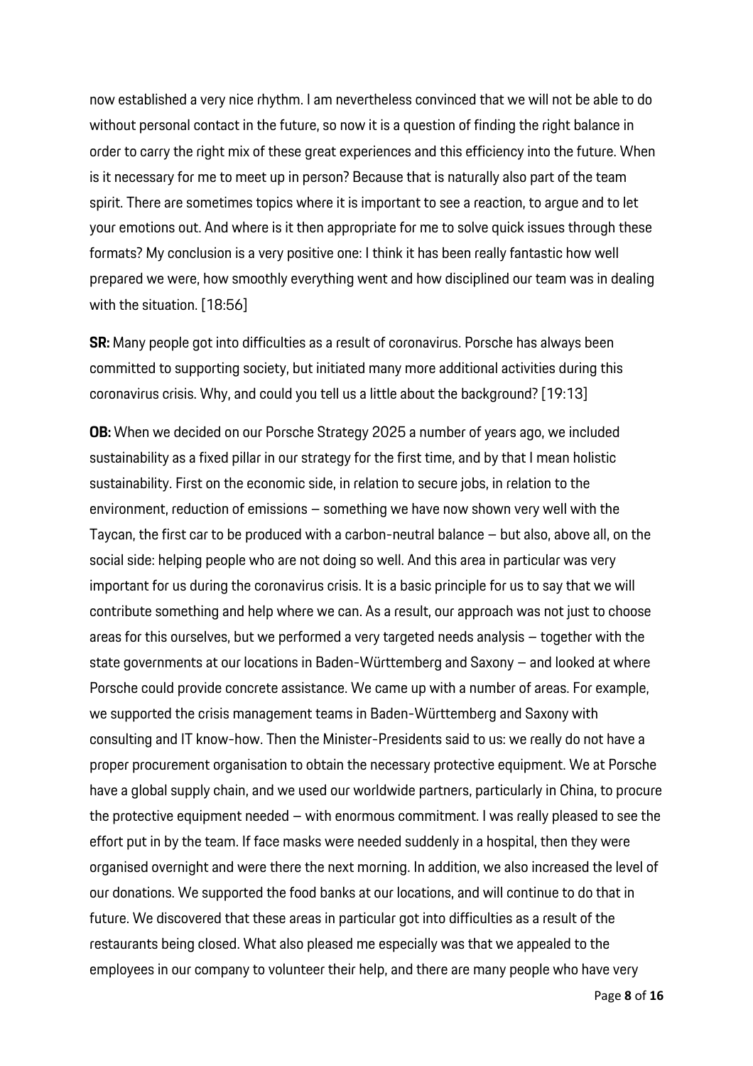now established a very nice rhythm. I am nevertheless convinced that we will not be able to do without personal contact in the future, so now it is a question of finding the right balance in order to carry the right mix of these great experiences and this efficiency into the future. When is it necessary for me to meet up in person? Because that is naturally also part of the team spirit. There are sometimes topics where it is important to see a reaction, to argue and to let your emotions out. And where is it then appropriate for me to solve quick issues through these formats? My conclusion is a very positive one: I think it has been really fantastic how well prepared we were, how smoothly everything went and how disciplined our team was in dealing with the situation. [18:56]

**SR:** Many people got into difficulties as a result of coronavirus. Porsche has always been committed to supporting society, but initiated many more additional activities during this coronavirus crisis. Why, and could you tell us a little about the background? [19:13]

**OB:** When we decided on our Porsche Strategy 2025 a number of years ago, we included sustainability as a fixed pillar in our strategy for the first time, and by that I mean holistic sustainability. First on the economic side, in relation to secure jobs, in relation to the environment, reduction of emissions – something we have now shown very well with the Taycan, the first car to be produced with a carbon-neutral balance – but also, above all, on the social side: helping people who are not doing so well. And this area in particular was very important for us during the coronavirus crisis. It is a basic principle for us to say that we will contribute something and help where we can. As a result, our approach was not just to choose areas for this ourselves, but we performed a very targeted needs analysis – together with the state governments at our locations in Baden-Württemberg and Saxony – and looked at where Porsche could provide concrete assistance. We came up with a number of areas. For example, we supported the crisis management teams in Baden-Württemberg and Saxony with consulting and IT know-how. Then the Minister-Presidents said to us: we really do not have a proper procurement organisation to obtain the necessary protective equipment. We at Porsche have a global supply chain, and we used our worldwide partners, particularly in China, to procure the protective equipment needed – with enormous commitment. I was really pleased to see the effort put in by the team. If face masks were needed suddenly in a hospital, then they were organised overnight and were there the next morning. In addition, we also increased the level of our donations. We supported the food banks at our locations, and will continue to do that in future. We discovered that these areas in particular got into difficulties as a result of the restaurants being closed. What also pleased me especially was that we appealed to the employees in our company to volunteer their help, and there are many people who have very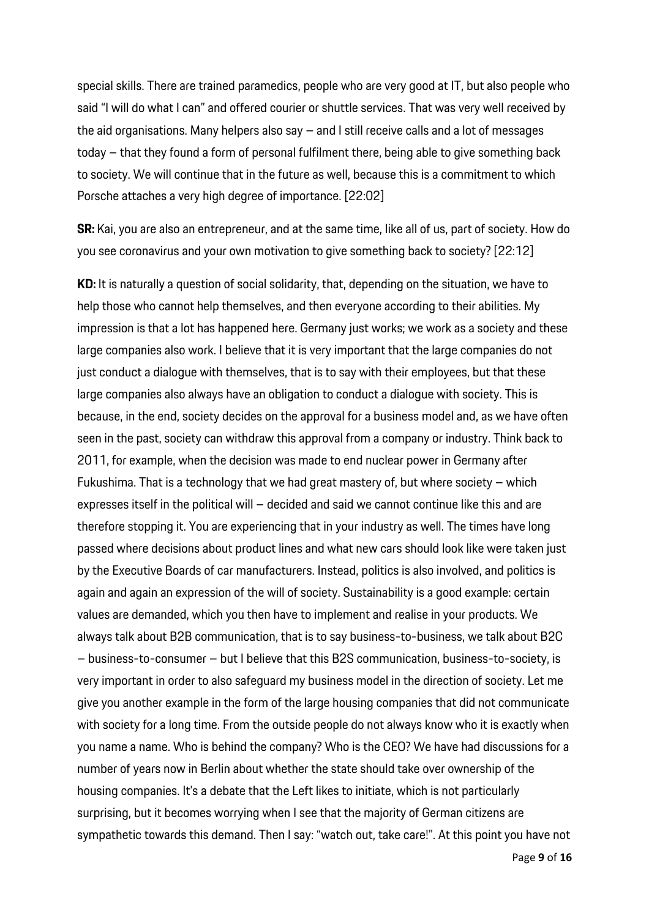special skills. There are trained paramedics, people who are very good at IT, but also people who said "I will do what I can" and offered courier or shuttle services. That was very well received by the aid organisations. Many helpers also say – and I still receive calls and a lot of messages today – that they found a form of personal fulfilment there, being able to give something back to society. We will continue that in the future as well, because this is a commitment to which Porsche attaches a very high degree of importance. [22:02]

**SR:** Kai, you are also an entrepreneur, and at the same time, like all of us, part of society. How do you see coronavirus and your own motivation to give something back to society? [22:12]

**KD:** It is naturally a question of social solidarity, that, depending on the situation, we have to help those who cannot help themselves, and then everyone according to their abilities. My impression is that a lot has happened here. Germany just works; we work as a society and these large companies also work. I believe that it is very important that the large companies do not just conduct a dialogue with themselves, that is to say with their employees, but that these large companies also always have an obligation to conduct a dialogue with society. This is because, in the end, society decides on the approval for a business model and, as we have often seen in the past, society can withdraw this approval from a company or industry. Think back to 2011, for example, when the decision was made to end nuclear power in Germany after Fukushima. That is a technology that we had great mastery of, but where society – which expresses itself in the political will – decided and said we cannot continue like this and are therefore stopping it. You are experiencing that in your industry as well. The times have long passed where decisions about product lines and what new cars should look like were taken just by the Executive Boards of car manufacturers. Instead, politics is also involved, and politics is again and again an expression of the will of society. Sustainability is a good example: certain values are demanded, which you then have to implement and realise in your products. We always talk about B2B communication, that is to say business-to-business, we talk about B2C – business-to-consumer – but I believe that this B2S communication, business-to-society, is very important in order to also safeguard my business model in the direction of society. Let me give you another example in the form of the large housing companies that did not communicate with society for a long time. From the outside people do not always know who it is exactly when you name a name. Who is behind the company? Who is the CEO? We have had discussions for a number of years now in Berlin about whether the state should take over ownership of the housing companies. It's a debate that the Left likes to initiate, which is not particularly surprising, but it becomes worrying when I see that the majority of German citizens are sympathetic towards this demand. Then I say: "watch out, take care!". At this point you have not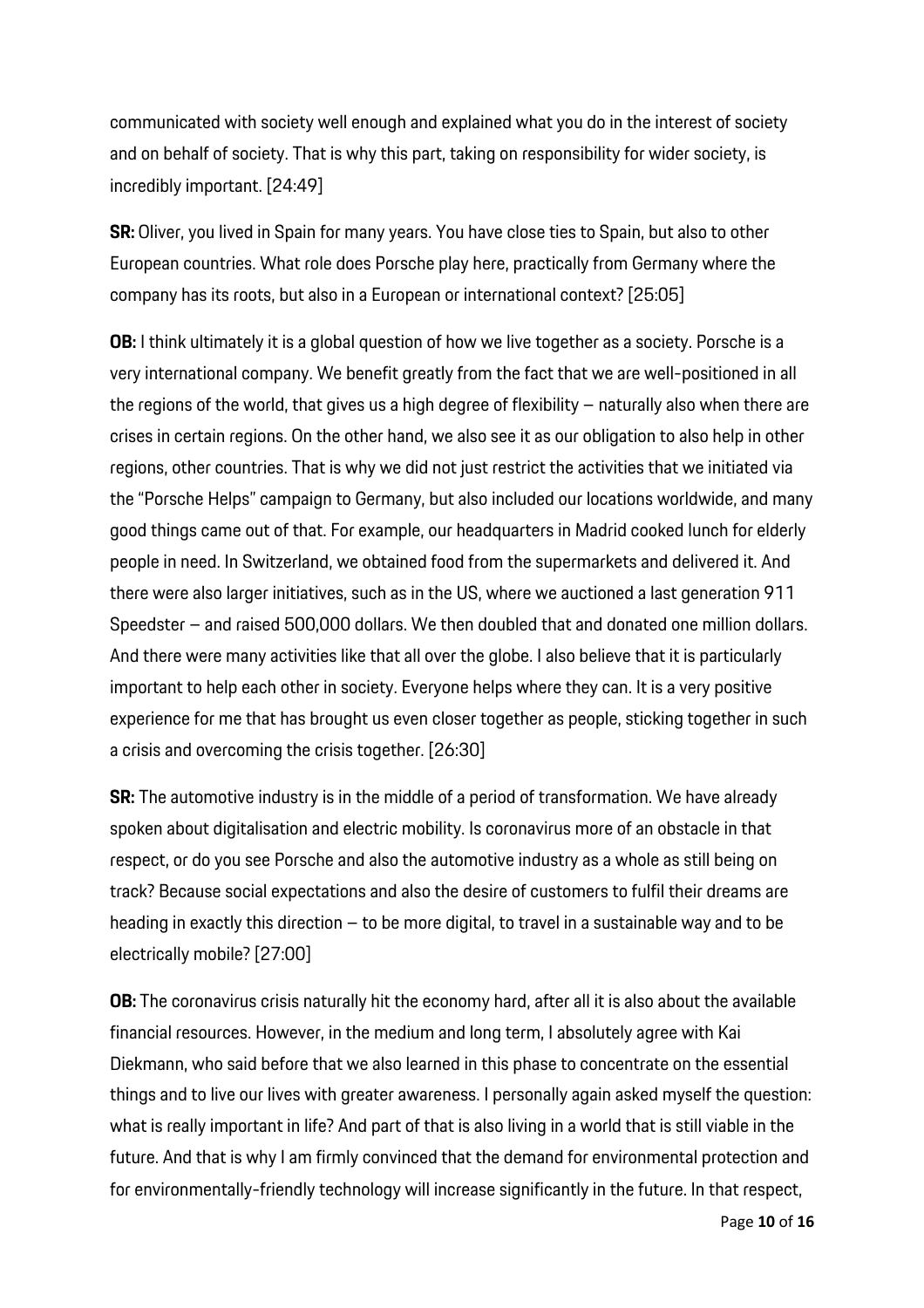communicated with society well enough and explained what you do in the interest of society and on behalf of society. That is why this part, taking on responsibility for wider society, is incredibly important. [24:49]

**SR:** Oliver, you lived in Spain for many years. You have close ties to Spain, but also to other European countries. What role does Porsche play here, practically from Germany where the company has its roots, but also in a European or international context? [25:05]

**OB:** I think ultimately it is a global question of how we live together as a society. Porsche is a very international company. We benefit greatly from the fact that we are well-positioned in all the regions of the world, that gives us a high degree of flexibility – naturally also when there are crises in certain regions. On the other hand, we also see it as our obligation to also help in other regions, other countries. That is why we did not just restrict the activities that we initiated via the "Porsche Helps" campaign to Germany, but also included our locations worldwide, and many good things came out of that. For example, our headquarters in Madrid cooked lunch for elderly people in need. In Switzerland, we obtained food from the supermarkets and delivered it. And there were also larger initiatives, such as in the US, where we auctioned a last generation 911 Speedster – and raised 500,000 dollars. We then doubled that and donated one million dollars. And there were many activities like that all over the globe. I also believe that it is particularly important to help each other in society. Everyone helps where they can. It is a very positive experience for me that has brought us even closer together as people, sticking together in such a crisis and overcoming the crisis together. [26:30]

**SR:** The automotive industry is in the middle of a period of transformation. We have already spoken about digitalisation and electric mobility. Is coronavirus more of an obstacle in that respect, or do you see Porsche and also the automotive industry as a whole as still being on track? Because social expectations and also the desire of customers to fulfil their dreams are heading in exactly this direction – to be more digital, to travel in a sustainable way and to be electrically mobile? [27:00]

**OB:** The coronavirus crisis naturally hit the economy hard, after all it is also about the available financial resources. However, in the medium and long term, I absolutely agree with Kai Diekmann, who said before that we also learned in this phase to concentrate on the essential things and to live our lives with greater awareness. I personally again asked myself the question: what is really important in life? And part of that is also living in a world that is still viable in the future. And that is why I am firmly convinced that the demand for environmental protection and for environmentally-friendly technology will increase significantly in the future. In that respect,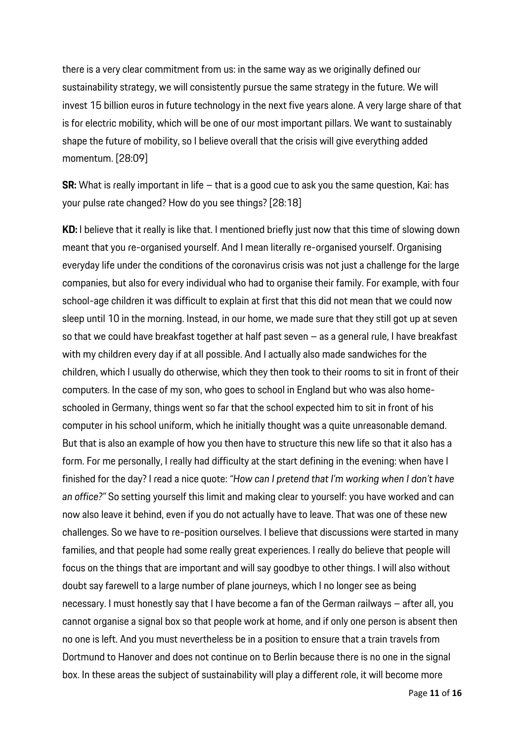there is a very clear commitment from us: in the same way as we originally defined our sustainability strategy, we will consistently pursue the same strategy in the future. We will invest 15 billion euros in future technology in the next five years alone. A very large share of that is for electric mobility, which will be one of our most important pillars. We want to sustainably shape the future of mobility, so I believe overall that the crisis will give everything added momentum. [28:09]

**SR:** What is really important in life – that is a good cue to ask you the same question, Kai: has your pulse rate changed? How do you see things? [28:18]

**KD:** I believe that it really is like that. I mentioned briefly just now that this time of slowing down meant that you re-organised yourself. And I mean literally re-organised yourself. Organising everyday life under the conditions of the coronavirus crisis was not just a challenge for the large companies, but also for every individual who had to organise their family. For example, with four school-age children it was difficult to explain at first that this did not mean that we could now sleep until 10 in the morning. Instead, in our home, we made sure that they still got up at seven so that we could have breakfast together at half past seven – as a general rule, I have breakfast with my children every day if at all possible. And I actually also made sandwiches for the children, which I usually do otherwise, which they then took to their rooms to sit in front of their computers. In the case of my son, who goes to school in England but who was also home-schooled in Germany, things went so far that the school expected him to sit in front of his computer in his school uniform, which he initially thought was a quite unreasonable demand. But that is also an example of how you then have to structure this new life so that it also has a form. For me personally, I really had difficulty at the start defining in the evening: when have I finished for the day? I read a nice quote: *"How can I pretend that I'm working when I don't have an office?"* So setting yourself this limit and making clear to yourself: you have worked and can now also leave it behind, even if you do not actually have to leave. That was one of these new challenges. So we have to re-position ourselves. I believe that discussions were started in many families, and that people had some really great experiences. I really do believe that people will focus on the things that are important and will say goodbye to other things. I will also without doubt say farewell to a large number of plane journeys, which I no longer see as being necessary. I must honestly say that I have become a fan of the German railways – after all, you cannot organise a signal box so that people work at home, and if only one person is absent then no one is left. And you must nevertheless be in a position to ensure that a train travels from Dortmund to Hanover and does not continue on to Berlin because there is no one in the signal box. In these areas the subject of sustainability will play a different role, it will become more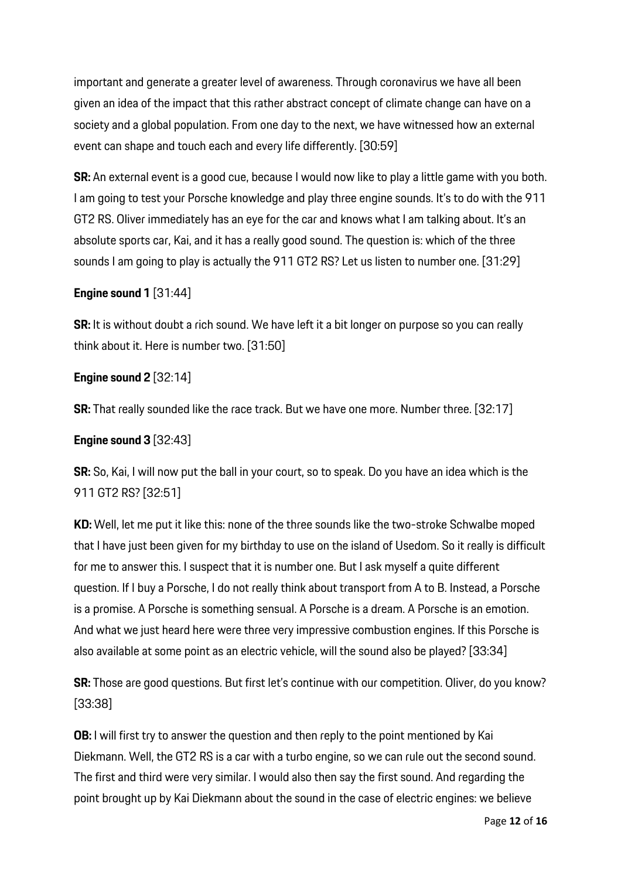important and generate a greater level of awareness. Through coronavirus we have all been given an idea of the impact that this rather abstract concept of climate change can have on a society and a global population. From one day to the next, we have witnessed how an external event can shape and touch each and every life differently. [30:59]

**SR:** An external event is a good cue, because I would now like to play a little game with you both. I am going to test your Porsche knowledge and play three engine sounds. It's to do with the 911 GT2 RS. Oliver immediately has an eye for the car and knows what I am talking about. It's an absolute sports car, Kai, and it has a really good sound. The question is: which of the three sounds I am going to play is actually the 911 GT2 RS? Let us listen to number one. [31:29]

**Engine sound 1** [31:44]

**SR:** It is without doubt a rich sound. We have left it a bit longer on purpose so you can really think about it. Here is number two. [31:50]

**Engine sound 2** [32:14]

**SR:** That really sounded like the race track. But we have one more. Number three. [32:17]

**Engine sound 3** [32:43]

**SR:** So, Kai, I will now put the ball in your court, so to speak. Do you have an idea which is the 911 GT2 RS? [32:51]

**KD:** Well, let me put it like this: none of the three sounds like the two-stroke Schwalbe moped that I have just been given for my birthday to use on the island of Usedom. So it really is difficult for me to answer this. I suspect that it is number one. But I ask myself a quite different question. If I buy a Porsche, I do not really think about transport from A to B. Instead, a Porsche is a promise. A Porsche is something sensual. A Porsche is a dream. A Porsche is an emotion. And what we just heard here were three very impressive combustion engines. If this Porsche is also available at some point as an electric vehicle, will the sound also be played? [33:34]

**SR:** Those are good questions. But first let's continue with our competition. Oliver, do you know? [33:38]

**OB:** I will first try to answer the question and then reply to the point mentioned by Kai Diekmann. Well, the GT2 RS is a car with a turbo engine, so we can rule out the second sound. The first and third were very similar. I would also then say the first sound. And regarding the point brought up by Kai Diekmann about the sound in the case of electric engines: we believe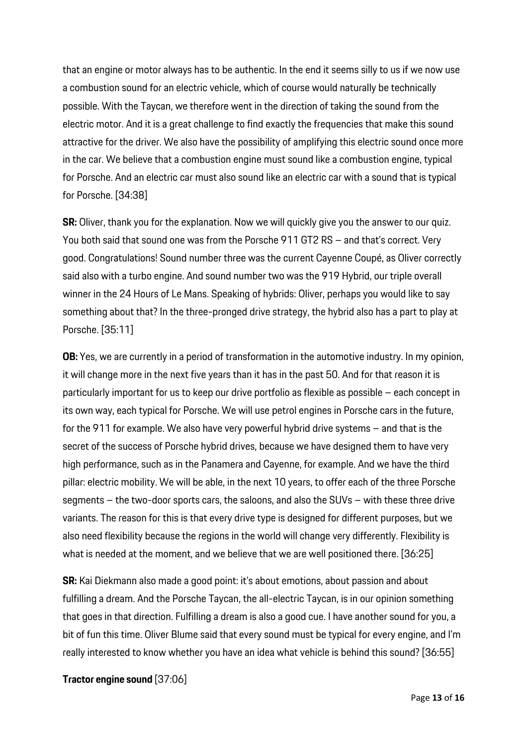that an engine or motor always has to be authentic. In the end it seems silly to us if we now use a combustion sound for an electric vehicle, which of course would naturally be technically possible. With the Taycan, we therefore went in the direction of taking the sound from the electric motor. And it is a great challenge to find exactly the frequencies that make this sound attractive for the driver. We also have the possibility of amplifying this electric sound once more in the car. We believe that a combustion engine must sound like a combustion engine, typical for Porsche. And an electric car must also sound like an electric car with a sound that is typical for Porsche. [34:38]

**SR:** Oliver, thank you for the explanation. Now we will quickly give you the answer to our quiz. You both said that sound one was from the Porsche 911 GT2 RS – and that's correct. Very good. Congratulations! Sound number three was the current Cayenne Coupé, as Oliver correctly said also with a turbo engine. And sound number two was the 919 Hybrid, our triple overall winner in the 24 Hours of Le Mans. Speaking of hybrids: Oliver, perhaps you would like to say something about that? In the three-pronged drive strategy, the hybrid also has a part to play at Porsche. [35:11]

**OB:** Yes, we are currently in a period of transformation in the automotive industry. In my opinion, it will change more in the next five years than it has in the past 50. And for that reason it is particularly important for us to keep our drive portfolio as flexible as possible – each concept in its own way, each typical for Porsche. We will use petrol engines in Porsche cars in the future, for the 911 for example. We also have very powerful hybrid drive systems – and that is the secret of the success of Porsche hybrid drives, because we have designed them to have very high performance, such as in the Panamera and Cayenne, for example. And we have the third pillar: electric mobility. We will be able, in the next 10 years, to offer each of the three Porsche segments – the two-door sports cars, the saloons, and also the SUVs – with these three drive variants. The reason for this is that every drive type is designed for different purposes, but we also need flexibility because the regions in the world will change very differently. Flexibility is what is needed at the moment, and we believe that we are well positioned there. [36:25]

**SR:** Kai Diekmann also made a good point: it's about emotions, about passion and about fulfilling a dream. And the Porsche Taycan, the all-electric Taycan, is in our opinion something that goes in that direction. Fulfilling a dream is also a good cue. I have another sound for you, a bit of fun this time. Oliver Blume said that every sound must be typical for every engine, and I'm really interested to know whether you have an idea what vehicle is behind this sound? [36:55]

**Tractor engine sound** [37:06]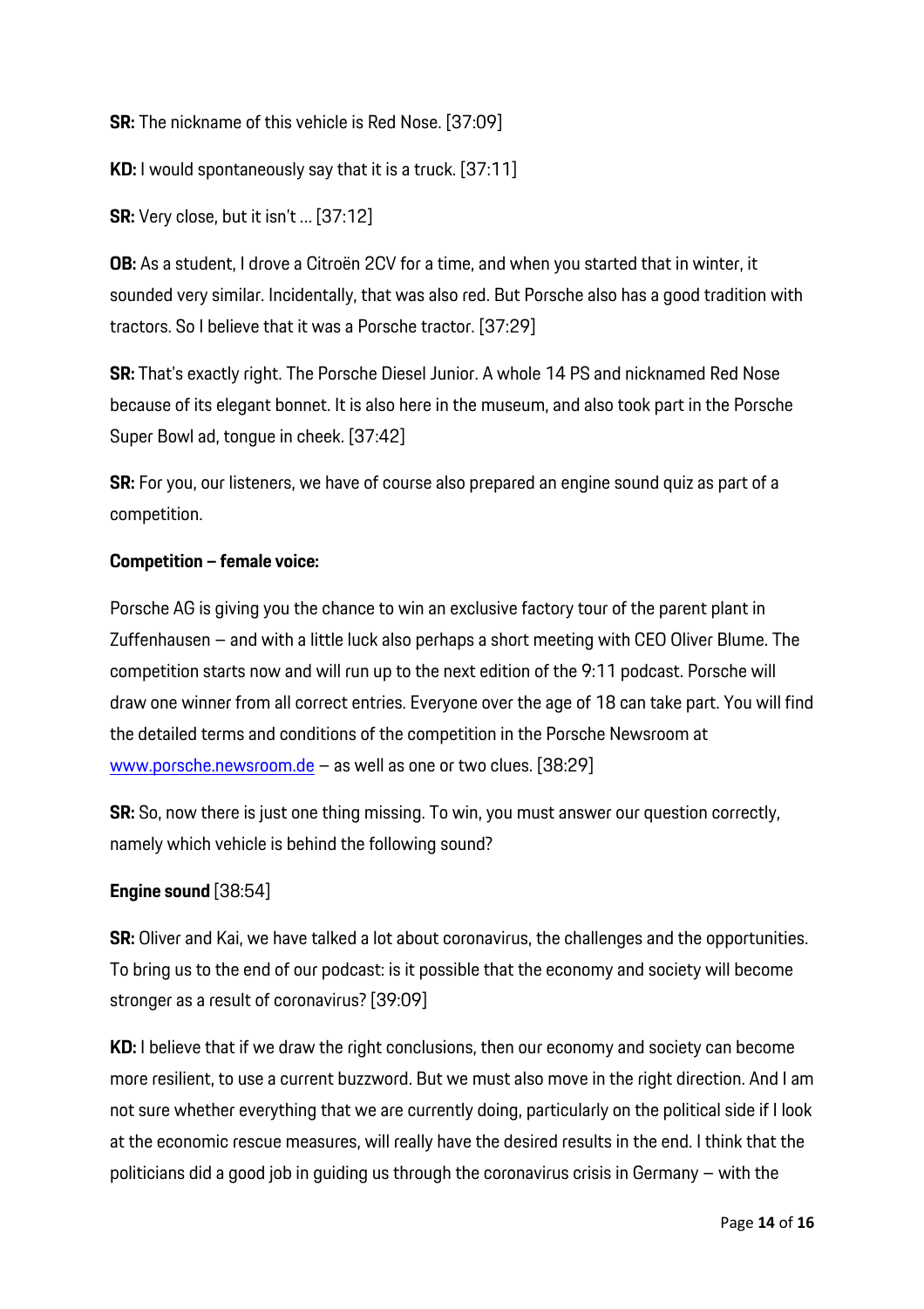**SR:** The nickname of this vehicle is Red Nose. [37:09]

**KD:** I would spontaneously say that it is a truck. [37:11]

**SR:** Very close, but it isn't ... [37:12]

**OB:** As a student, I drove a Citroën 2CV for a time, and when you started that in winter, it sounded very similar. Incidentally, that was also red. But Porsche also has a good tradition with tractors. So I believe that it was a Porsche tractor. [37:29]

**SR:** That's exactly right. The Porsche Diesel Junior. A whole 14 PS and nicknamed Red Nose because of its elegant bonnet. It is also here in the museum, and also took part in the Porsche Super Bowl ad, tongue in cheek. [37:42]

**SR:** For you, our listeners, we have of course also prepared an engine sound quiz as part of a competition.

**Competition – female voice:**

Porsche AG is giving you the chance to win an exclusive factory tour of the parent plant in Zuffenhausen – and with a little luck also perhaps a short meeting with CEO Oliver Blume. The competition starts now and will run up to the next edition of the 9:11 podcast. Porsche will draw one winner from all correct entries. Everyone over the age of 18 can take part. You will find the detailed terms and conditions of the competition in the Porsche Newsroom at [www.porsche.newsroom.de](www.porsche.newsroom.de) – as well as one or two clues. [38:29]

**SR:** So, now there is just one thing missing. To win, you must answer our question correctly, namely which vehicle is behind the following sound?

**Engine sound** [38:54]

**SR:** Oliver and Kai, we have talked a lot about coronavirus, the challenges and the opportunities. To bring us to the end of our podcast: is it possible that the economy and society will become stronger as a result of coronavirus? [39:09]

**KD:** I believe that if we draw the right conclusions, then our economy and society can become more resilient, to use a current buzzword. But we must also move in the right direction. And I am not sure whether everything that we are currently doing, particularly on the political side if I look at the economic rescue measures, will really have the desired results in the end. I think that the politicians did a good job in guiding us through the coronavirus crisis in Germany – with the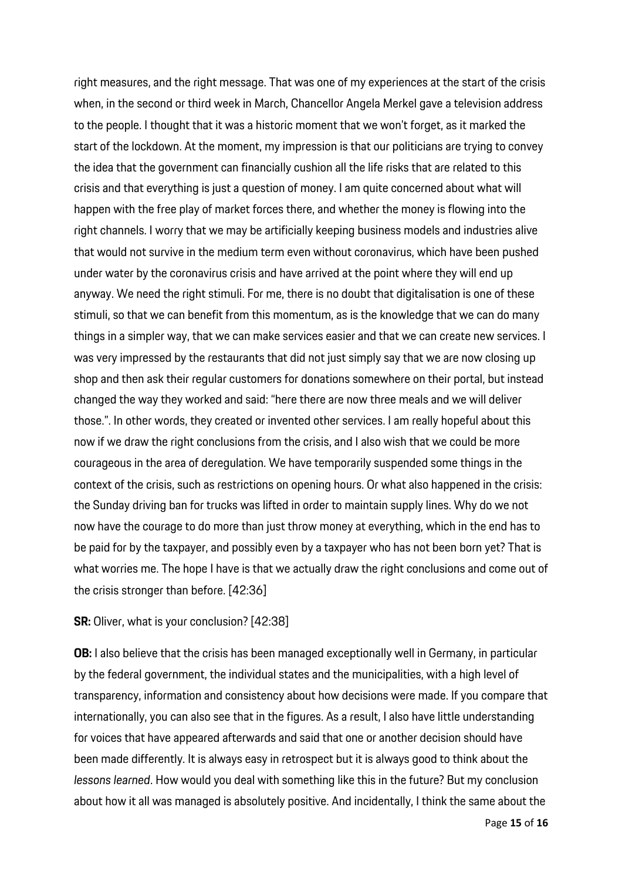right measures, and the right message. That was one of my experiences at the start of the crisis when, in the second or third week in March, Chancellor Angela Merkel gave a television address to the people. I thought that it was a historic moment that we won't forget, as it marked the start of the lockdown. At the moment, my impression is that our politicians are trying to convey the idea that the government can financially cushion all the life risks that are related to this crisis and that everything is just a question of money. I am quite concerned about what will happen with the free play of market forces there, and whether the money is flowing into the right channels. I worry that we may be artificially keeping business models and industries alive that would not survive in the medium term even without coronavirus, which have been pushed under water by the coronavirus crisis and have arrived at the point where they will end up anyway. We need the right stimuli. For me, there is no doubt that digitalisation is one of these stimuli, so that we can benefit from this momentum, as is the knowledge that we can do many things in a simpler way, that we can make services easier and that we can create new services. I was very impressed by the restaurants that did not just simply say that we are now closing up shop and then ask their regular customers for donations somewhere on their portal, but instead changed the way they worked and said: "here there are now three meals and we will deliver those.". In other words, they created or invented other services. I am really hopeful about this now if we draw the right conclusions from the crisis, and I also wish that we could be more courageous in the area of deregulation. We have temporarily suspended some things in the context of the crisis, such as restrictions on opening hours. Or what also happened in the crisis: the Sunday driving ban for trucks was lifted in order to maintain supply lines. Why do we not now have the courage to do more than just throw money at everything, which in the end has to be paid for by the taxpayer, and possibly even by a taxpayer who has not been born yet? That is what worries me. The hope I have is that we actually draw the right conclusions and come out of the crisis stronger than before. [42:36]

**SR:** Oliver, what is your conclusion? [42:38]

**OB:** I also believe that the crisis has been managed exceptionally well in Germany, in particular by the federal government, the individual states and the municipalities, with a high level of transparency, information and consistency about how decisions were made. If you compare that internationally, you can also see that in the figures. As a result, I also have little understanding for voices that have appeared afterwards and said that one or another decision should have been made differently. It is always easy in retrospect but it is always good to think about the *lessons learned*. How would you deal with something like this in the future? But my conclusion about how it all was managed is absolutely positive. And incidentally, I think the same about the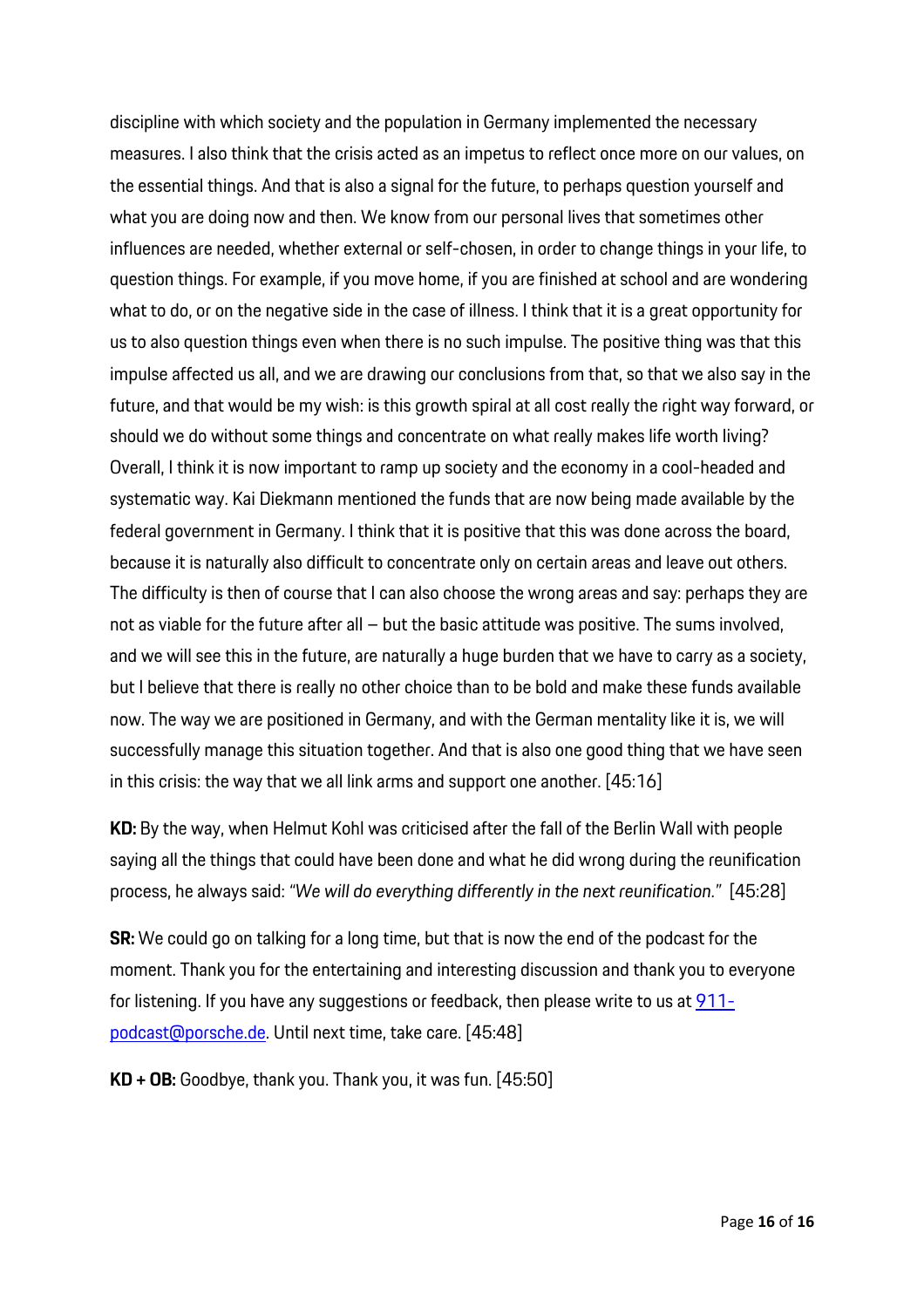discipline with which society and the population in Germany implemented the necessary measures. I also think that the crisis acted as an impetus to reflect once more on our values, on the essential things. And that is also a signal for the future, to perhaps question yourself and what you are doing now and then. We know from our personal lives that sometimes other influences are needed, whether external or self-chosen, in order to change things in your life, to question things. For example, if you move home, if you are finished at school and are wondering what to do, or on the negative side in the case of illness. I think that it is a great opportunity for us to also question things even when there is no such impulse. The positive thing was that this impulse affected us all, and we are drawing our conclusions from that, so that we also say in the future, and that would be my wish: is this growth spiral at all cost really the right way forward, or should we do without some things and concentrate on what really makes life worth living? Overall, I think it is now important to ramp up society and the economy in a cool-headed and systematic way. Kai Diekmann mentioned the funds that are now being made available by the federal government in Germany. I think that it is positive that this was done across the board, because it is naturally also difficult to concentrate only on certain areas and leave out others. The difficulty is then of course that I can also choose the wrong areas and say: perhaps they are not as viable for the future after all – but the basic attitude was positive. The sums involved, and we will see this in the future, are naturally a huge burden that we have to carry as a society, but I believe that there is really no other choice than to be bold and make these funds available now. The way we are positioned in Germany, and with the German mentality like it is, we will successfully manage this situation together. And that is also one good thing that we have seen in this crisis: the way that we all link arms and support one another. [45:16]

**KD:** By the way, when Helmut Kohl was criticised after the fall of the Berlin Wall with people saying all the things that could have been done and what he did wrong during the reunification process, he always said: *"We will do everything differently in the next reunification."* [45:28]

**SR:** We could go on talking for a long time, but that is now the end of the podcast for the moment. Thank you for the entertaining and interesting discussion and thank you to everyone for listening. If you have any suggestions or feedback, then please write to us at [911-podcast@porsche.de](mailto:911-podcast@porsche.de). Until next time, take care. [45:48]

**KD + OB:** Goodbye, thank you. Thank you, it was fun. [45:50]